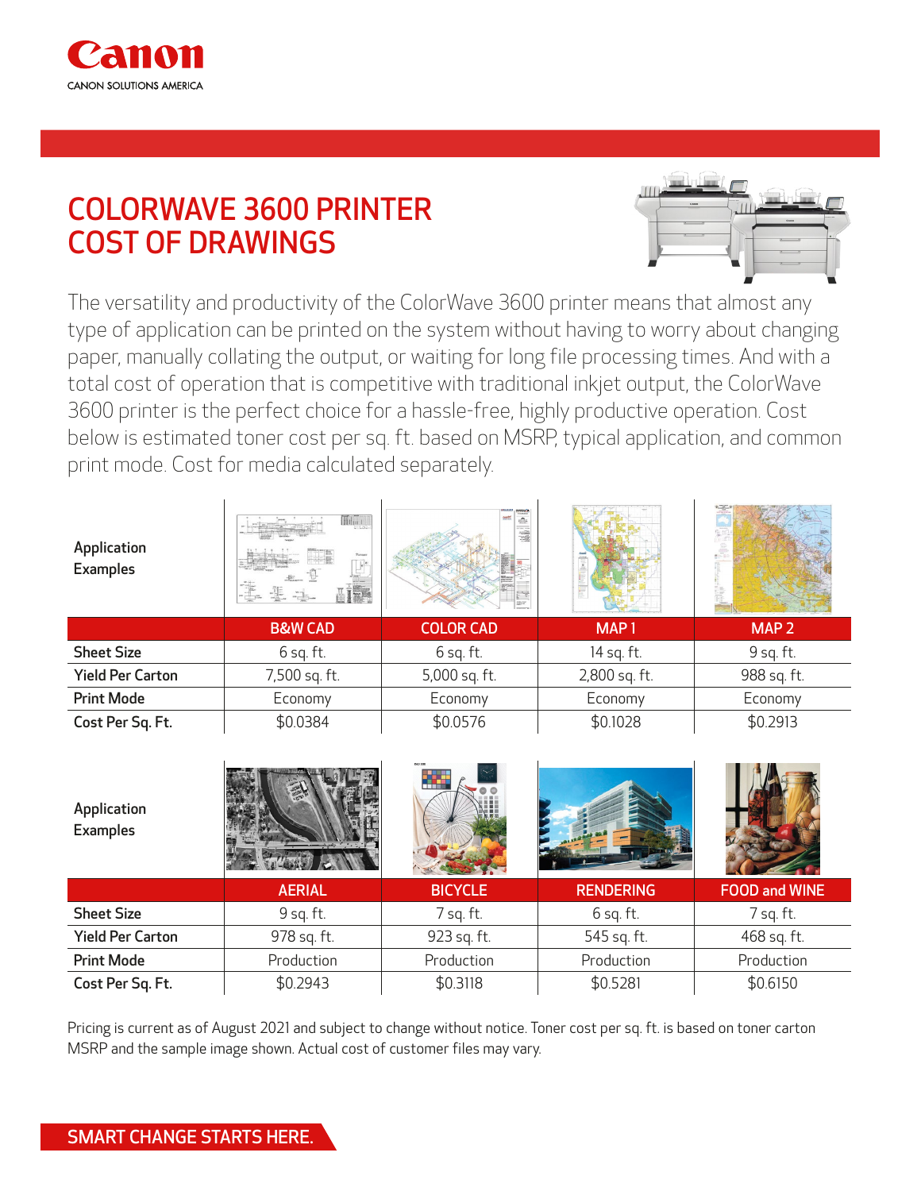Canon

CANON SOLUTIONS AMERICA

# COLORWAVE 3600 PRINTER COST OF DRAWINGS

The versatility and productivity of the ColorWave 3600 printer means that almost any type of application can be printed on the system without having to worry about changing paper, manually collating the output, or waiting for long file processing times. And with a total cost of operation that is competitive with traditional inkjet output, the ColorWave 3600 printer is the perfect choice for a hassle-free, highly productive operation. Cost below is estimated toner cost per sq. ft. based on MSRP, typical application, and common print mode. Cost for media calculated separately.

| Application Examples | B&W CAD | COLOR CAD | MAP 1 | MAP 2 |
|---|---|---|---|---|
| Sheet Size | 6 sq. ft. | 6 sq. ft. | 14 sq. ft. | 9 sq. ft. |
| Yield Per Carton | 7,500 sq. ft. | 5,000 sq. ft. | 2,800 sq. ft. | 988 sq. ft. |
| Print Mode | Economy | Economy | Economy | Economy |
| Cost Per Sq. Ft. | $0.0384 | $0.0576 | $0.1028 | $0.2913 |

| Application Examples | AERIAL | BICYCLE | RENDERING | FOOD and WINE |
|---|---|---|---|---|
| Sheet Size | 9 sq. ft. | 7 sq. ft. | 6 sq. ft. | 7 sq. ft. |
| Yield Per Carton | 978 sq. ft. | 923 sq. ft. | 545 sq. ft. | 468 sq. ft. |
| Print Mode | Production | Production | Production | Production |
| Cost Per Sq. Ft. | $0.2943 | $0.3118 | $0.5281 | $0.6150 |

Pricing is current as of August 2021 and subject to change without notice. Toner cost per sq. ft. is based on toner carton MSRP and the sample image shown. Actual cost of customer files may vary.

SMART CHANGE STARTS HERE.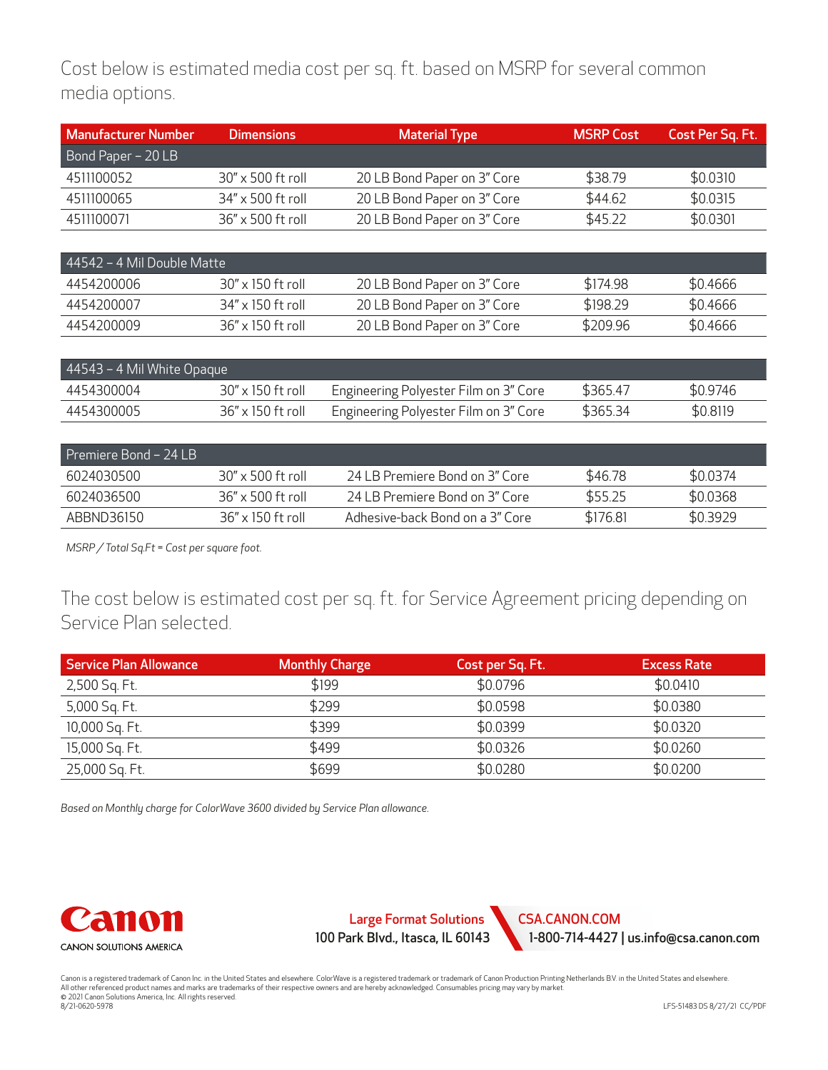Cost below is estimated media cost per sq. ft. based on MSRP for several common media options.

| Manufacturer Number | Dimensions | Material Type | MSRP Cost | Cost Per Sq. Ft. |
|---|---|---|---|---|
| Bond Paper – 20 LB | | | | |
| 4511100052 | 30" x 500 ft roll | 20 LB Bond Paper on 3" Core | $38.79 | $0.0310 |
| 4511100065 | 34" x 500 ft roll | 20 LB Bond Paper on 3" Core | $44.62 | $0.0315 |
| 4511100071 | 36" x 500 ft roll | 20 LB Bond Paper on 3" Core | $45.22 | $0.0301 |
| 44542 – 4 Mil Double Matte | | | | |
| 4454200006 | 30" x 150 ft roll | 20 LB Bond Paper on 3" Core | $174.98 | $0.4666 |
| 4454200007 | 34" x 150 ft roll | 20 LB Bond Paper on 3" Core | $198.29 | $0.4666 |
| 4454200009 | 36" x 150 ft roll | 20 LB Bond Paper on 3" Core | $209.96 | $0.4666 |
| 44543 – 4 Mil White Opaque | | | | |
| 4454300004 | 30" x 150 ft roll | Engineering Polyester Film on 3" Core | $365.47 | $0.9746 |
| 4454300005 | 36" x 150 ft roll | Engineering Polyester Film on 3" Core | $365.34 | $0.8119 |
| Premiere Bond – 24 LB | | | | |
| 6024030500 | 30" x 500 ft roll | 24 LB Premiere Bond on 3" Core | $46.78 | $0.0374 |
| 6024036500 | 36" x 500 ft roll | 24 LB Premiere Bond on 3" Core | $55.25 | $0.0368 |
| ABBND36150 | 36" x 150 ft roll | Adhesive-back Bond on a 3" Core | $176.81 | $0.3929 |

*MSRP / Total Sq.Ft = Cost per square foot.*

The cost below is estimated cost per sq. ft. for Service Agreement pricing depending on Service Plan selected.

| Service Plan Allowance | Monthly Charge | Cost per Sq. Ft. | Excess Rate |
|---|---|---|---|
| 2,500 Sq. Ft. | $199 | $0.0796 | $0.0410 |
| 5,000 Sq. Ft. | $299 | $0.0598 | $0.0380 |
| 10,000 Sq. Ft. | $399 | $0.0399 | $0.0320 |
| 15,000 Sq. Ft. | $499 | $0.0326 | $0.0260 |
| 25,000 Sq. Ft. | $699 | $0.0280 | $0.0200 |

*Based on Monthly charge for ColorWave 3600 divided by Service Plan allowance.*

Canon

CANON SOLUTIONS AMERICA

**Large Format Solutions**
**100 Park Blvd., Itasca, IL 60143**

**CSA.CANON.COM**
**1-800-714-4427 | us.info@csa.canon.com**

Canon is a registered trademark of Canon Inc. in the United States and elsewhere. ColorWave is a registered trademark or trademark of Canon Production Printing Netherlands B.V. in the United States and elsewhere.
All other referenced product names and marks are trademarks of their respective owners and are hereby acknowledged. Consumables pricing may vary by market.
© 2021 Canon Solutions America, Inc. All rights reserved.
8/21-0620-5978

LFS-51483 DS 8/27/21 CC/PDF